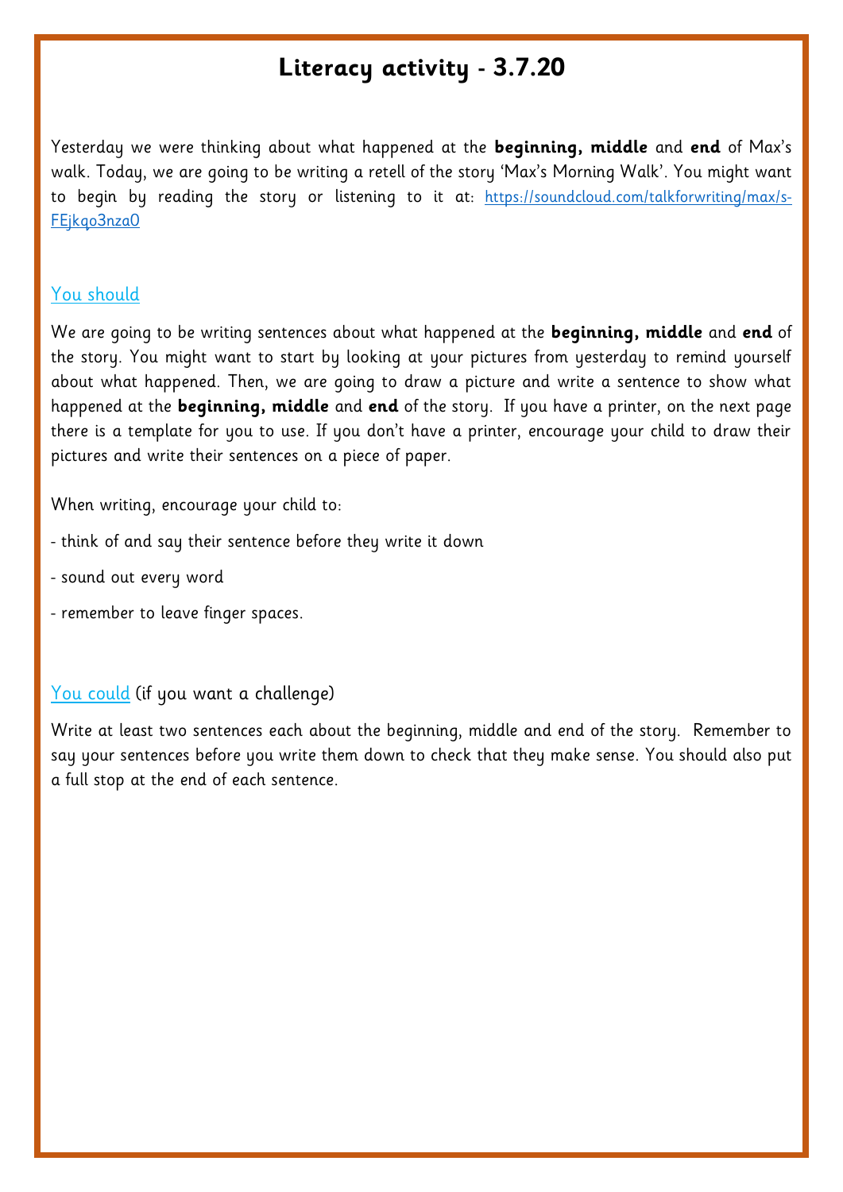# Literacy activity - 3.7.20

Yesterday we were thinking about what happened at the **beginning, middle** and **end** of Max's walk. Today, we are going to be writing a retell of the story 'Max's Morning Walk'. You might want to begin by reading the story or listening to it at: https://soundcloud.com/talkforwriting/max/s-FEjkqo3nza0

## You should

We are going to be writing sentences about what happened at the **beginning, middle** and **end** of the story. You might want to start by looking at your pictures from yesterday to remind yourself about what happened. Then, we are going to draw a picture and write a sentence to show what happened at the **beginning, middle** and **end** of the story. If you have a printer, on the next page there is a template for you to use. If you don't have a printer, encourage your child to draw their pictures and write their sentences on a piece of paper.

When writing, encourage your child to:

- think of and say their sentence before they write it down
- sound out every word
- remember to leave finger spaces.

## You could (if you want a challenge)

Write at least two sentences each about the beginning, middle and end of the story. Remember to say your sentences before you write them down to check that they make sense. You should also put a full stop at the end of each sentence.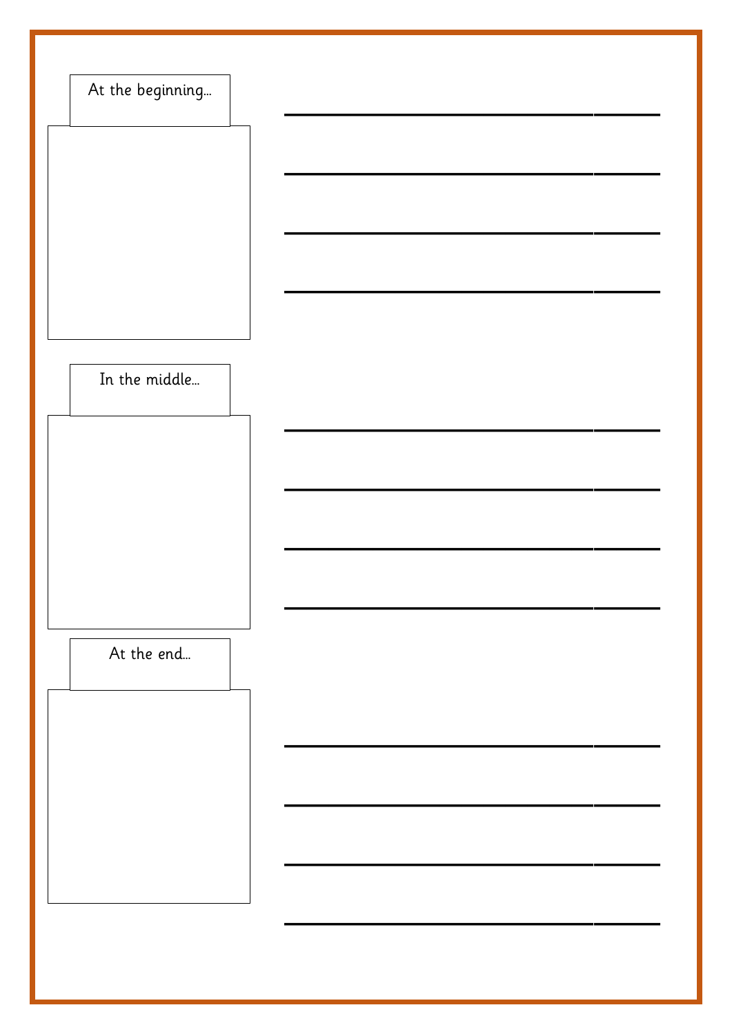At the beginning...

In the middle...

At the end...